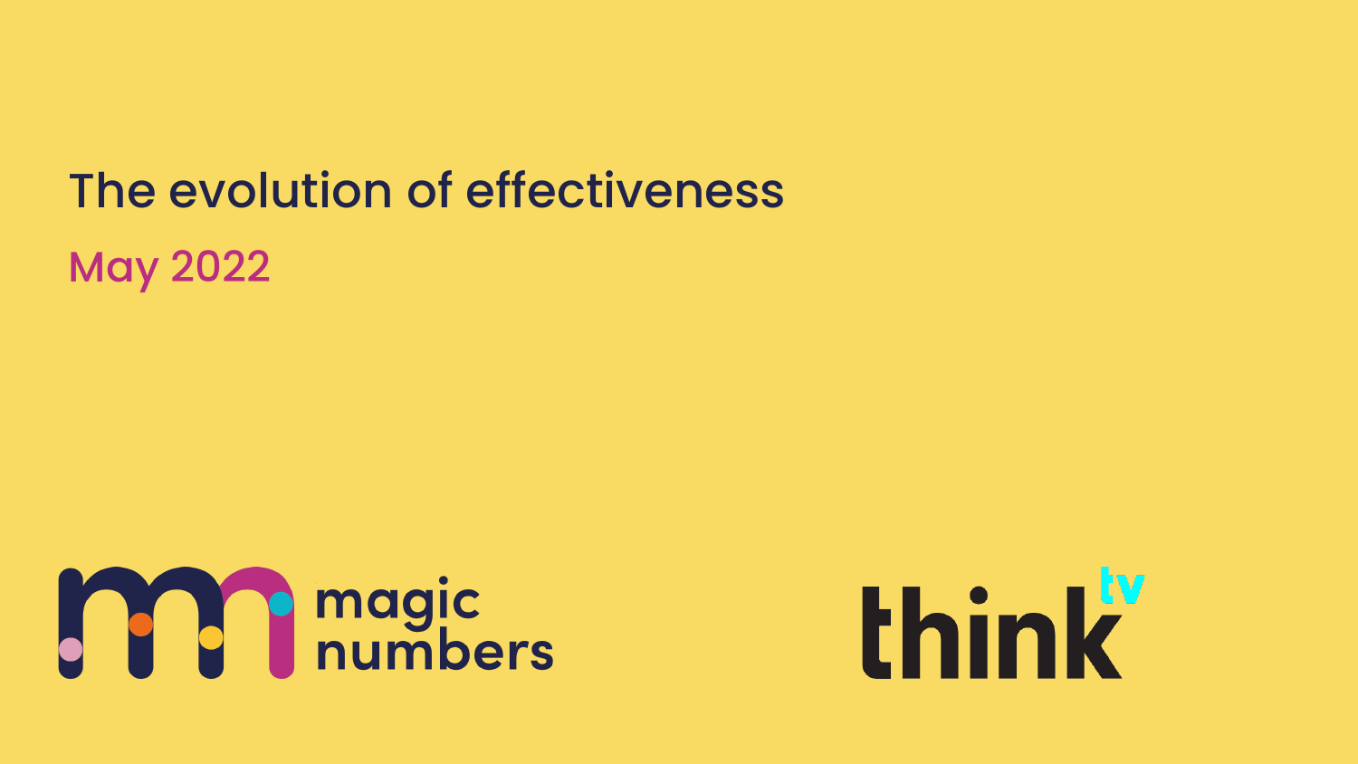# The evolution of effectiveness

May 2022

magic numbers

thinktv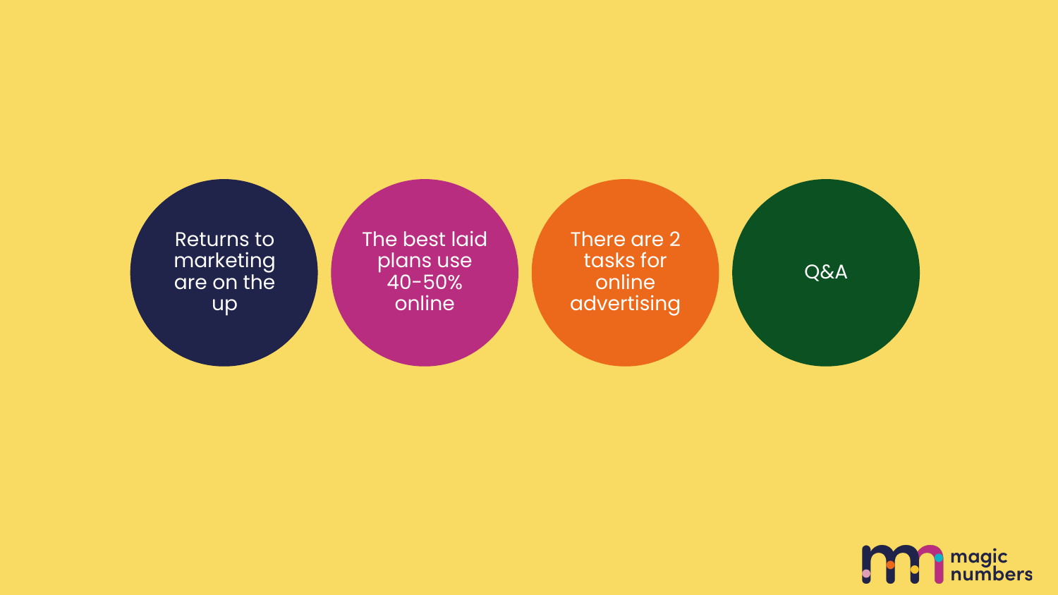- Returns to marketing are on the up
- The best laid plans use 40-50% online
- There are 2 tasks for online advertising
- Q&A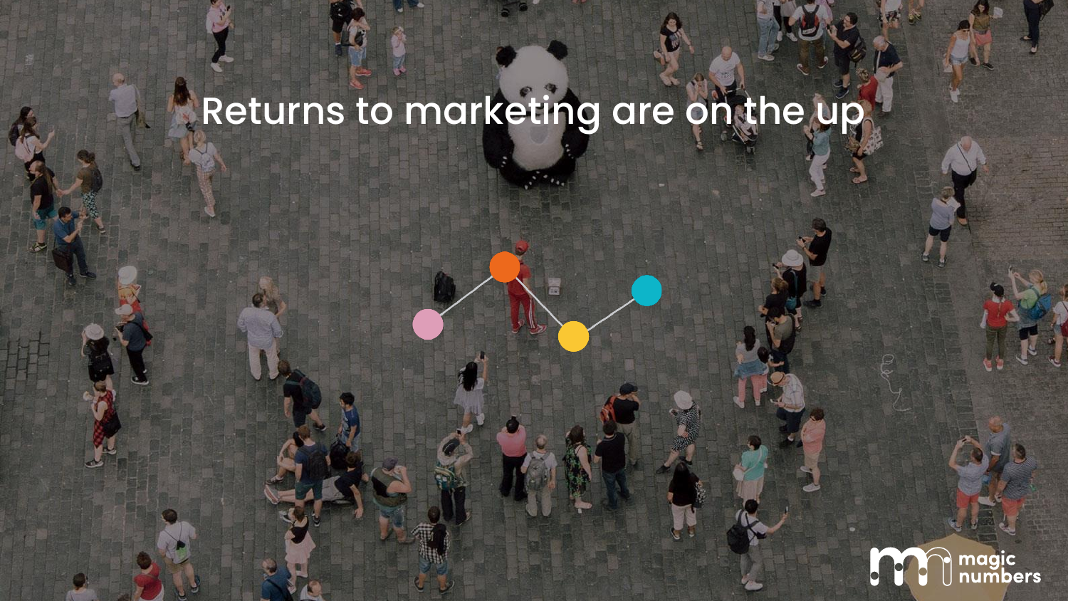# Returns to marketing are on the up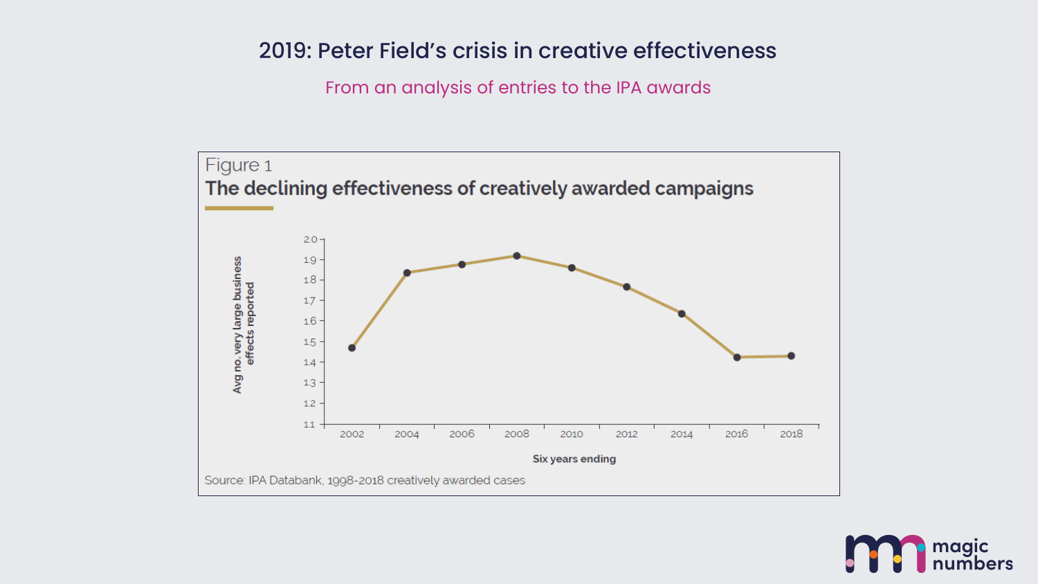# 2019: Peter Field's crisis in creative effectiveness

From an analysis of entries to the IPA awards

Figure 1

**The declining effectiveness of creatively awarded campaigns**

Avg no. very large business effects reported

2.0
1.9
1.8
1.7
1.6
1.5
1.4
1.3
1.2
1.1

2002 2004 2006 2008 2010 2012 2014 2016 2018

**Six years ending**

Source: IPA Databank, 1998-2018 creatively awarded cases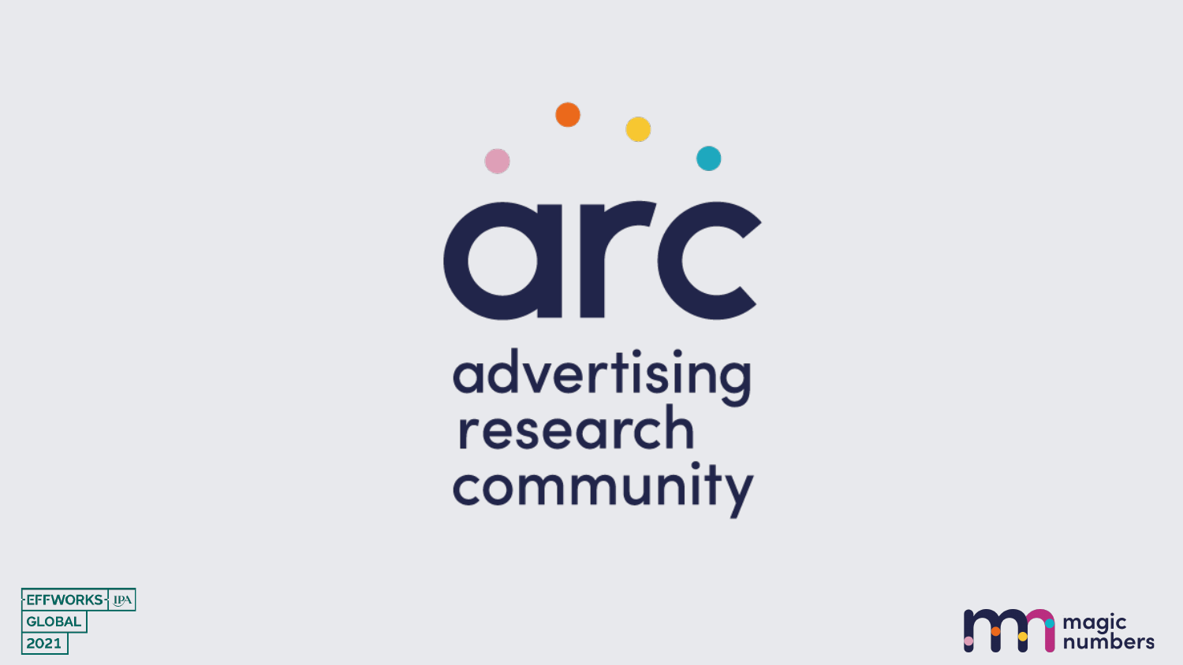# arc

advertising research community

EFFWORKS IPA GLOBAL 2021

magic numbers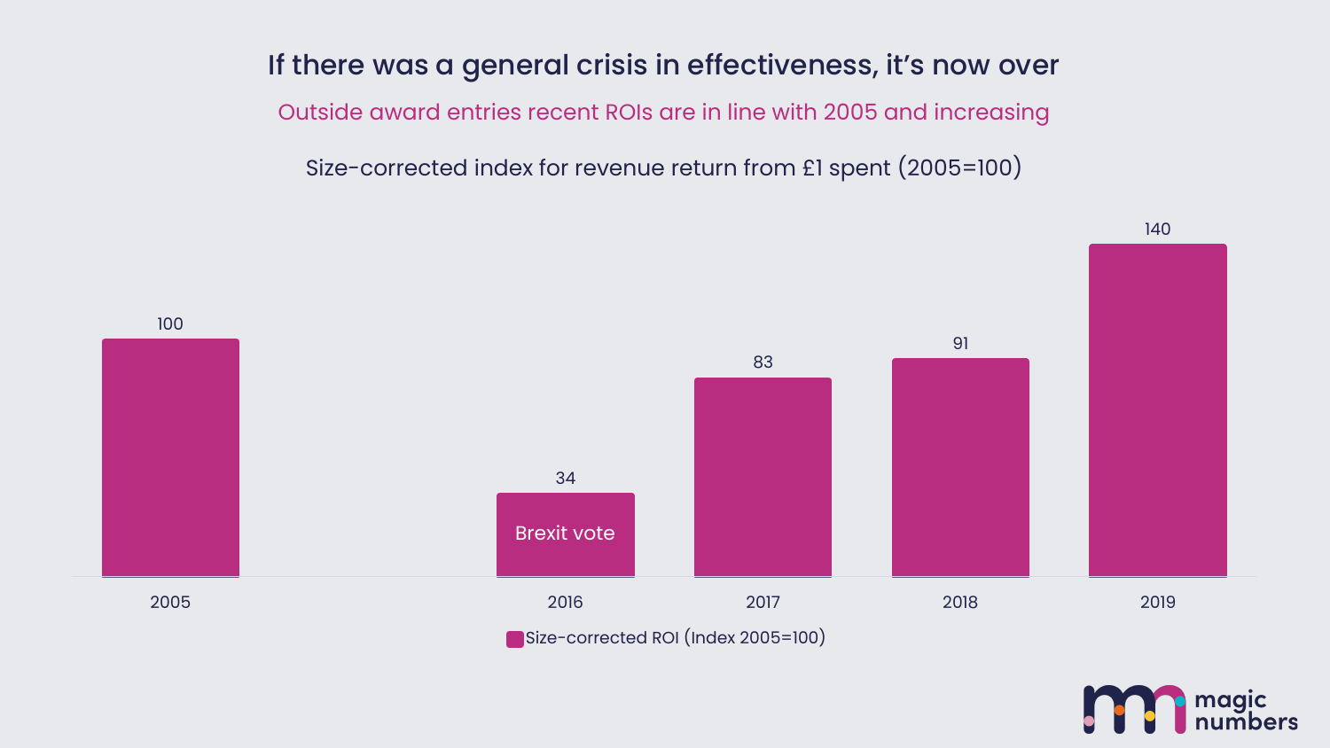# If there was a general crisis in effectiveness, it's now over

## Outside award entries recent ROIs are in line with 2005 and increasing

Size-corrected index for revenue return from £1 spent (2005=100)

| Year | Size-corrected ROI (Index 2005=100) |
|---|---|
| 2005 | 100 |
| 2016 (Brexit vote) | 34 |
| 2017 | 83 |
| 2018 | 91 |
| 2019 | 140 |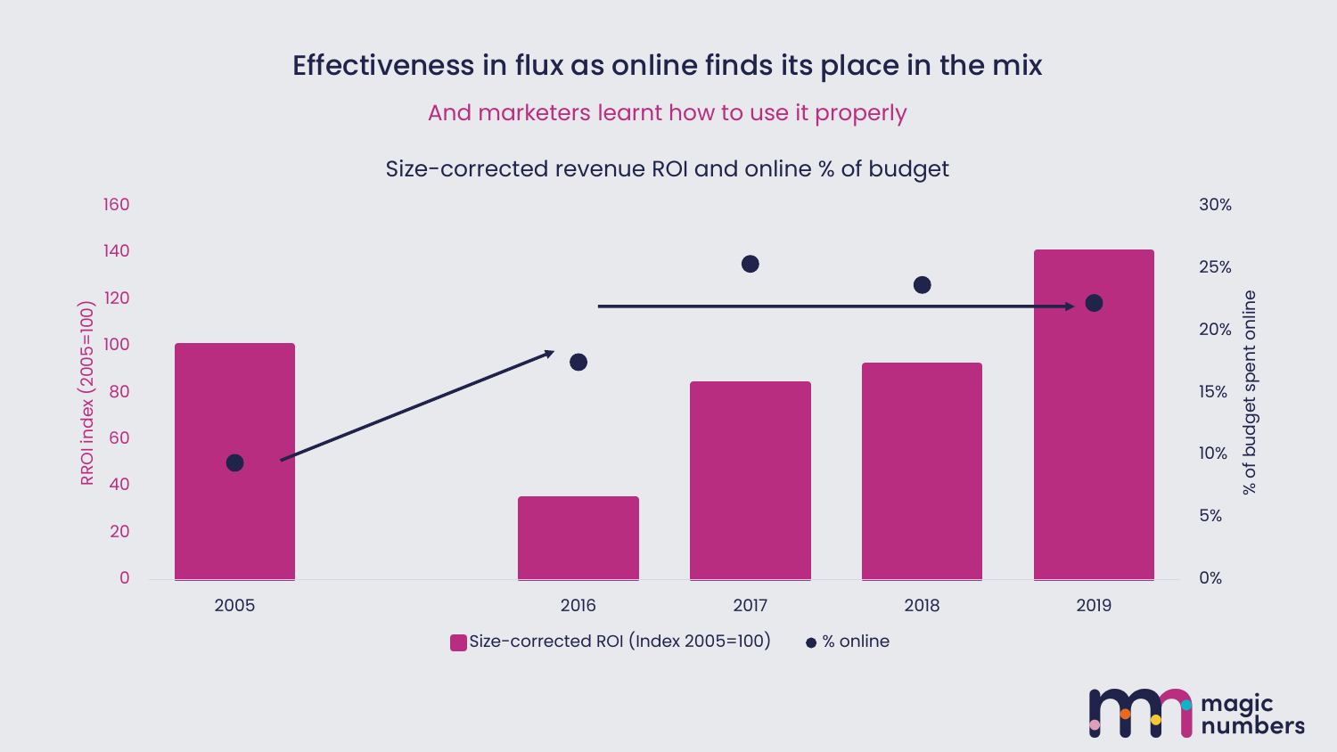# Effectiveness in flux as online finds its place in the mix

## And marketers learnt how to use it properly

Size-corrected revenue ROI and online % of budget

| Year | Size-corrected ROI (Index 2005=100) | % online |
|---|---|---|
| 2005 | 100 | ~9% |
| 2016 | ~35 | ~17% |
| 2017 | ~84 | ~25% |
| 2018 | ~92 | ~24% |
| 2019 | ~141 | ~22% |

RROI index (2005=100) | % of budget spent online

■ Size-corrected ROI (Index 2005=100) ● % online

magic numbers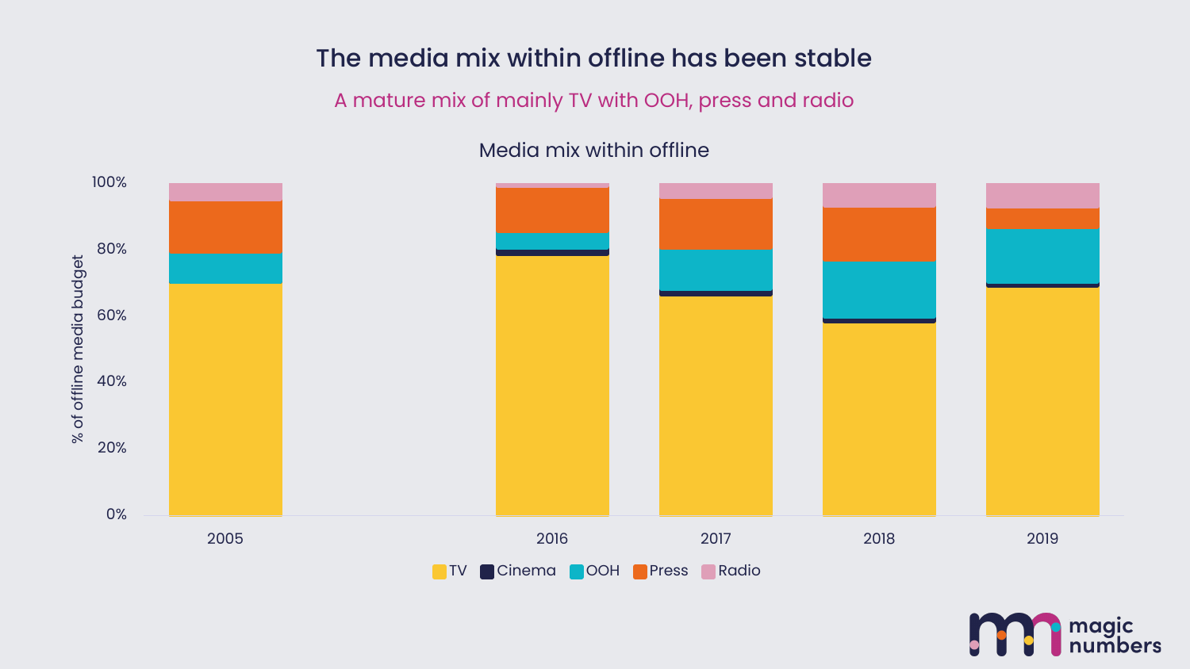# The media mix within offline has been stable

A mature mix of mainly TV with OOH, press and radio

Media mix within offline

% of offline media budget

100%
80%
60%
40%
20%
0%

2005 2016 2017 2018 2019

TV Cinema OOH Press Radio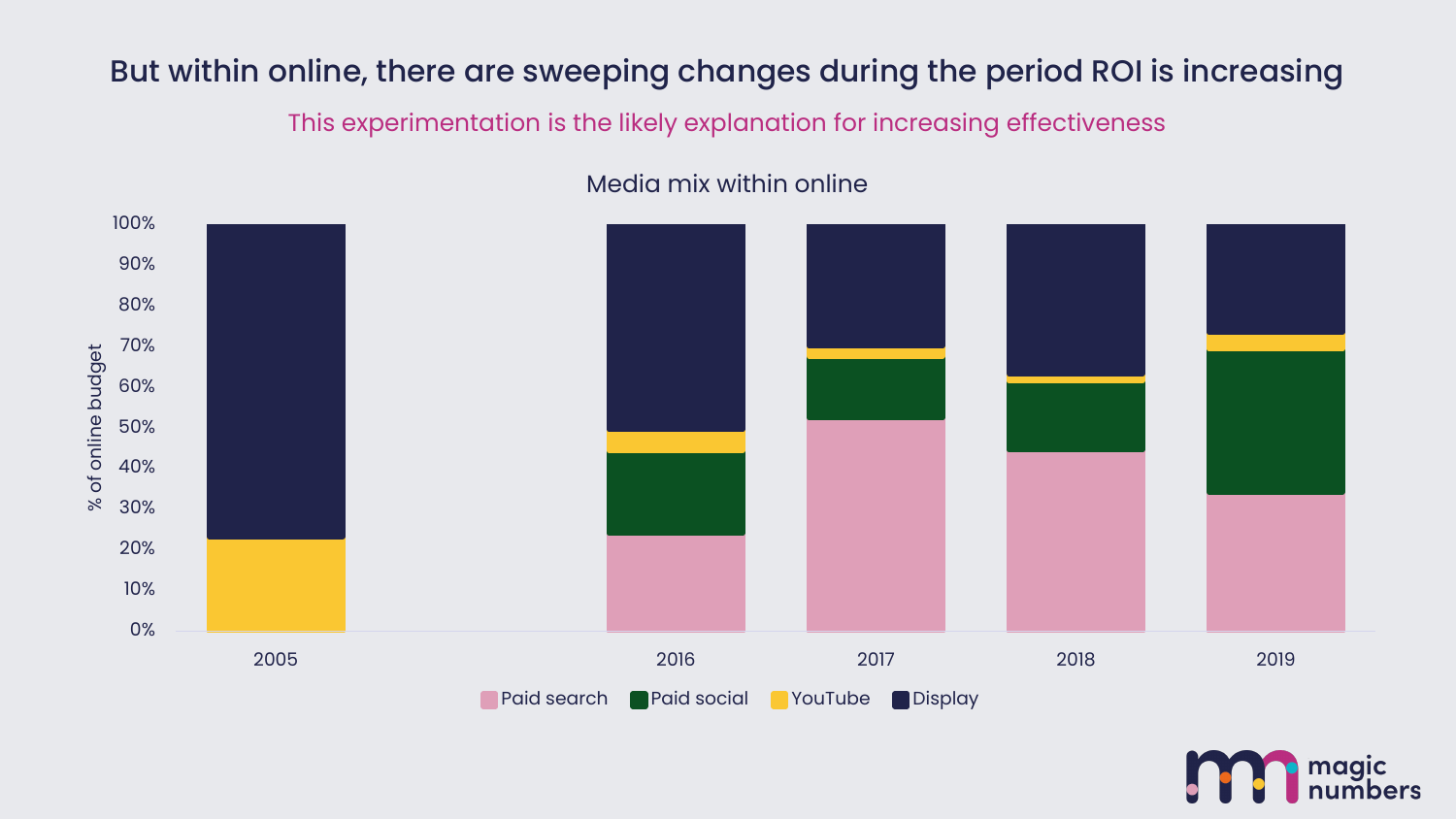# But within online, there are sweeping changes during the period ROI is increasing

This experimentation is the likely explanation for increasing effectiveness

Media mix within online

% of online budget

100%
90%
80%
70%
60%
50%
40%
30%
20%
10%
0%

2005 2016 2017 2018 2019

Paid search Paid social YouTube Display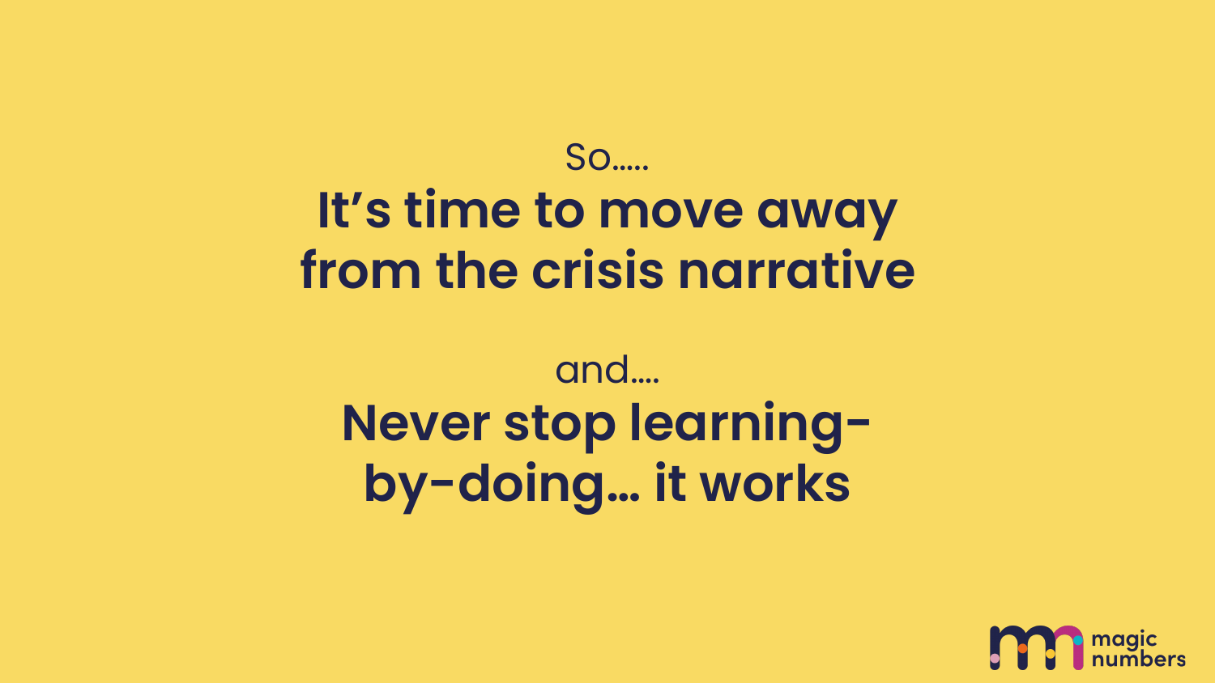So.....

**It's time to move away from the crisis narrative**

and....

**Never stop learning-by-doing... it works**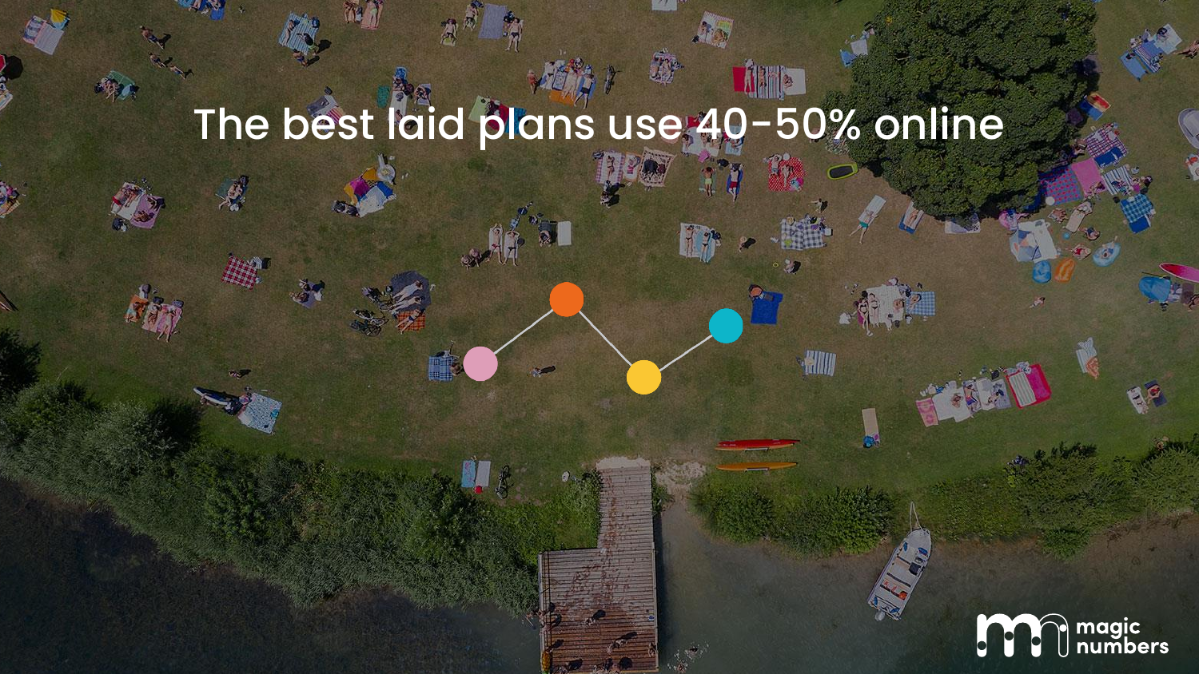# The best laid plans use 40-50% online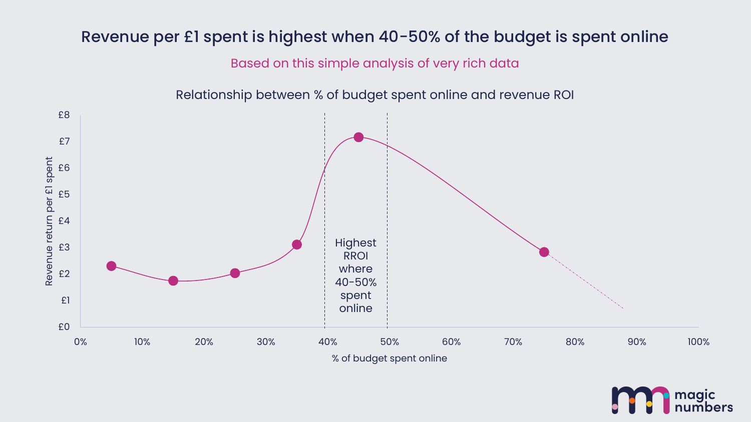# Revenue per £1 spent is highest when 40-50% of the budget is spent online

Based on this simple analysis of very rich data

Relationship between % of budget spent online and revenue ROI

Revenue return per £1 spent

£8
£7
£6
£5
£4
£3
£2
£1
£0

0% 10% 20% 30% 40% 50% 60% 70% 80% 90% 100%

% of budget spent online

Highest RROI where 40-50% spent online

magic numbers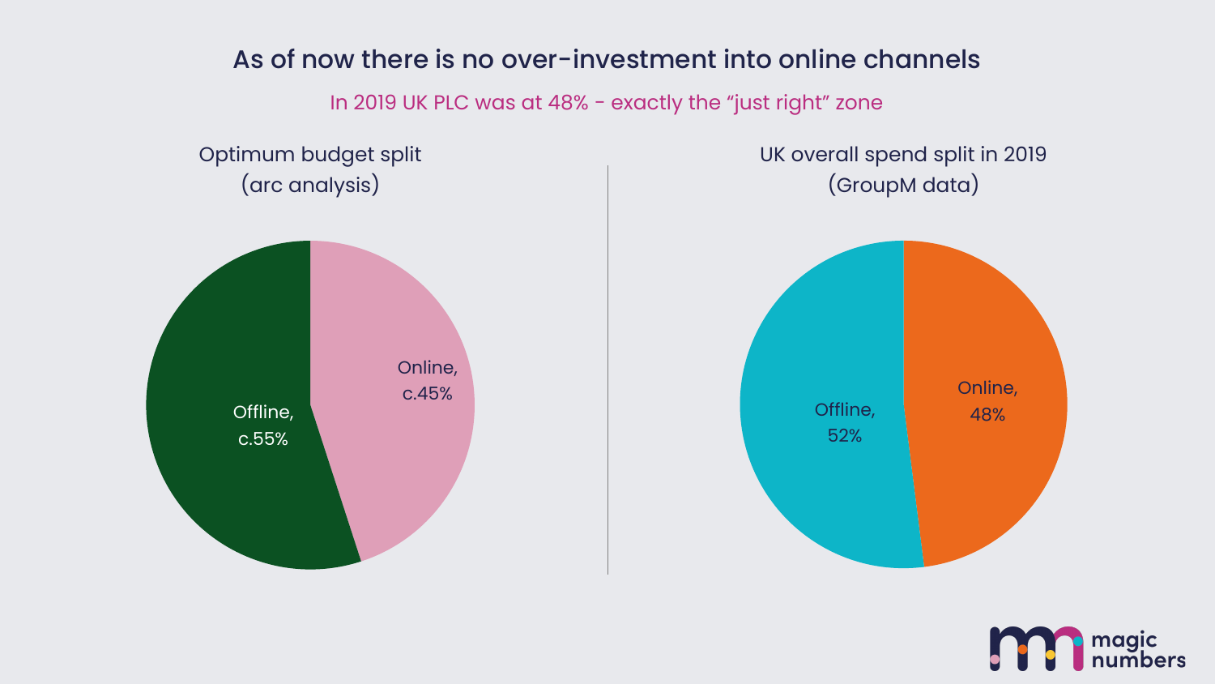# As of now there is no over-investment into online channels

In 2019 UK PLC was at 48% - exactly the "just right" zone

### Optimum budget split (arc analysis)

- Offline, c.55%
- Online, c.45%

### UK overall spend split in 2019 (GroupM data)

- Offline, 52%
- Online, 48%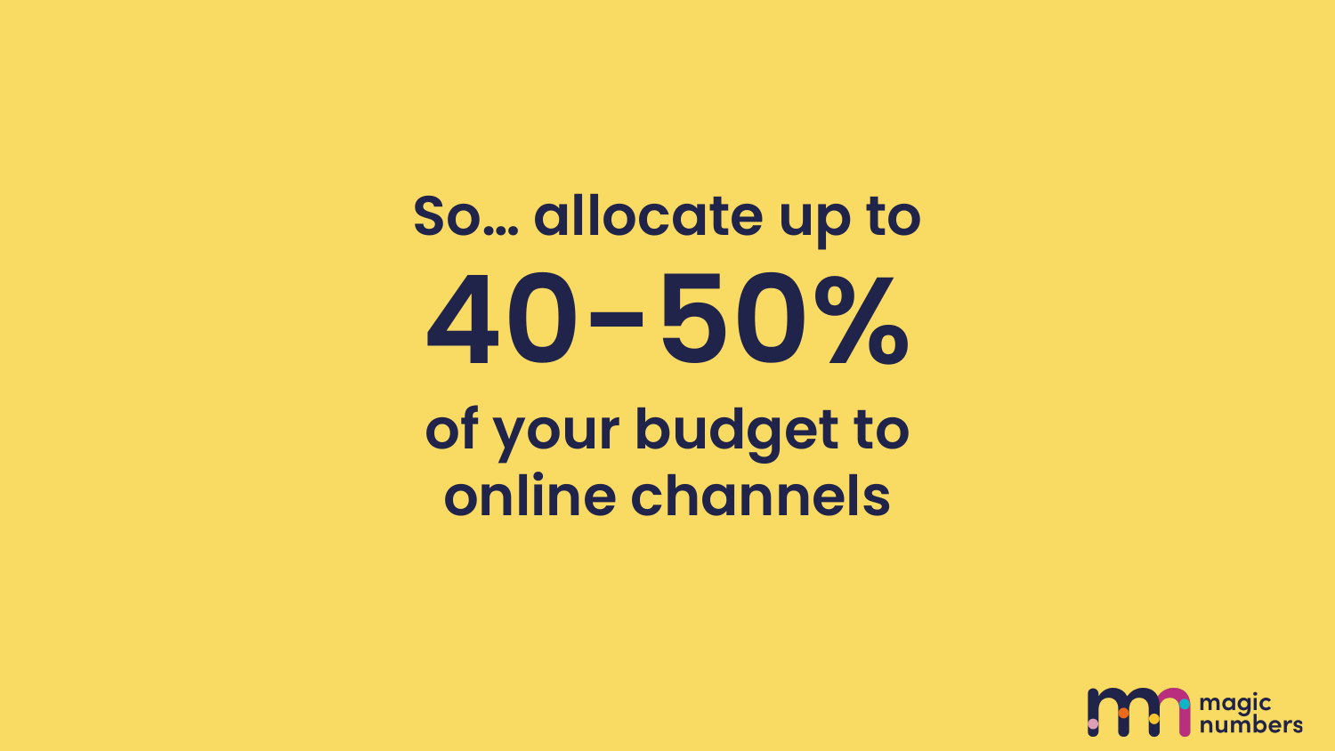So… allocate up to

# 40–50%

of your budget to online channels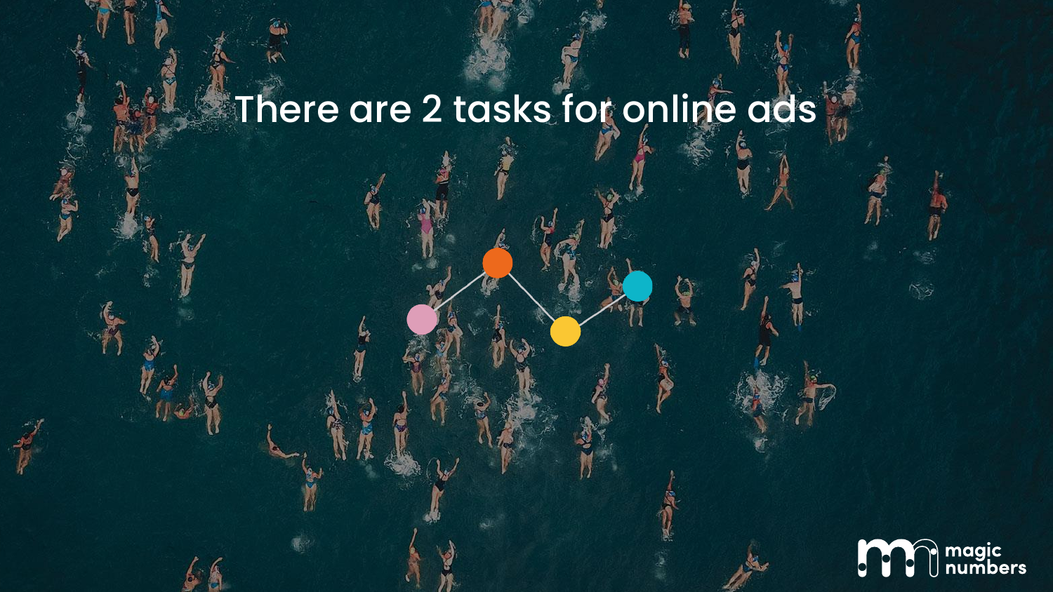# There are 2 tasks for online ads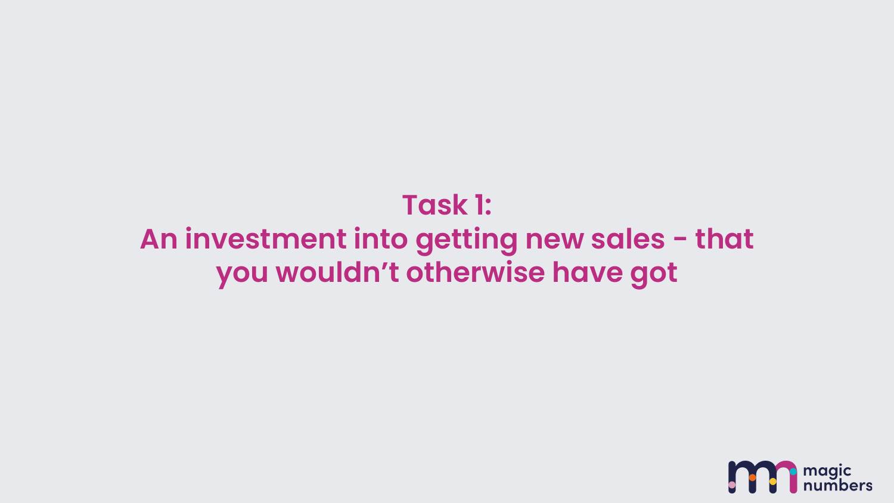# Task 1:
# An investment into getting new sales - that you wouldn't otherwise have got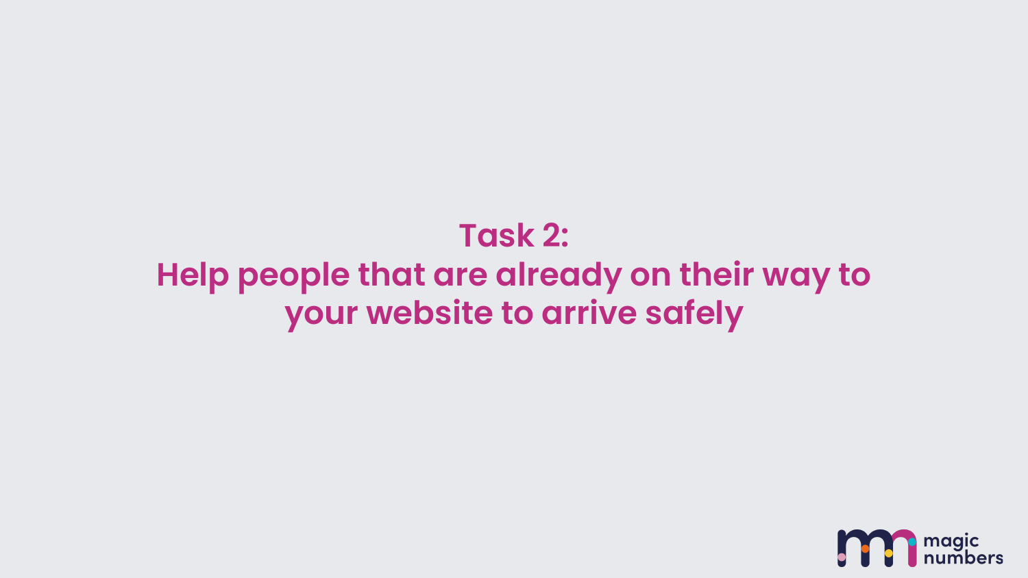# Task 2:
# Help people that are already on their way to your website to arrive safely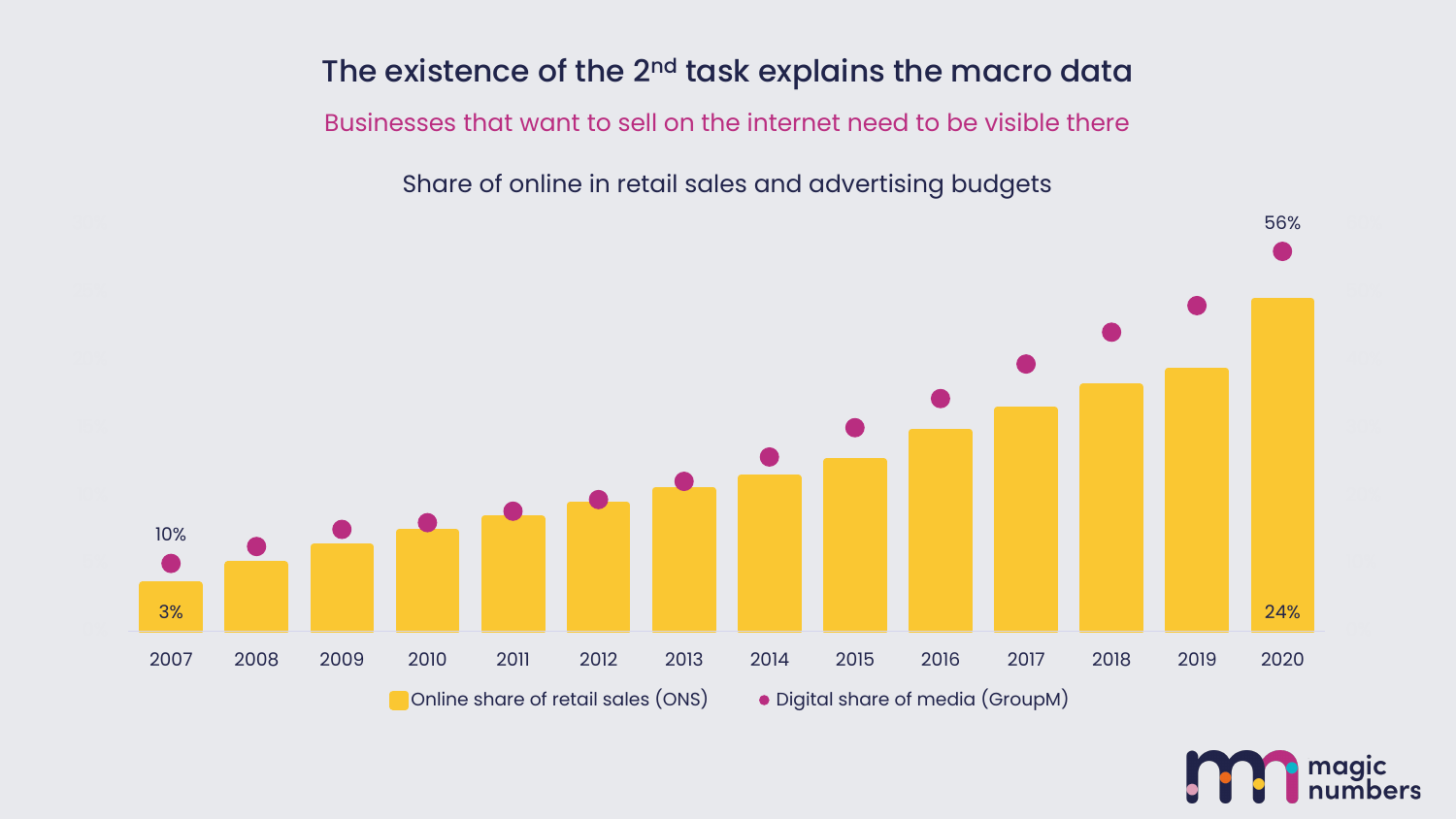# The existence of the 2nd task explains the macro data

Businesses that want to sell on the internet need to be visible there

Share of online in retail sales and advertising budgets

56%

10%

3%

24%

2007 2008 2009 2010 2011 2012 2013 2014 2015 2016 2017 2018 2019 2020

Online share of retail sales (ONS)

Digital share of media (GroupM)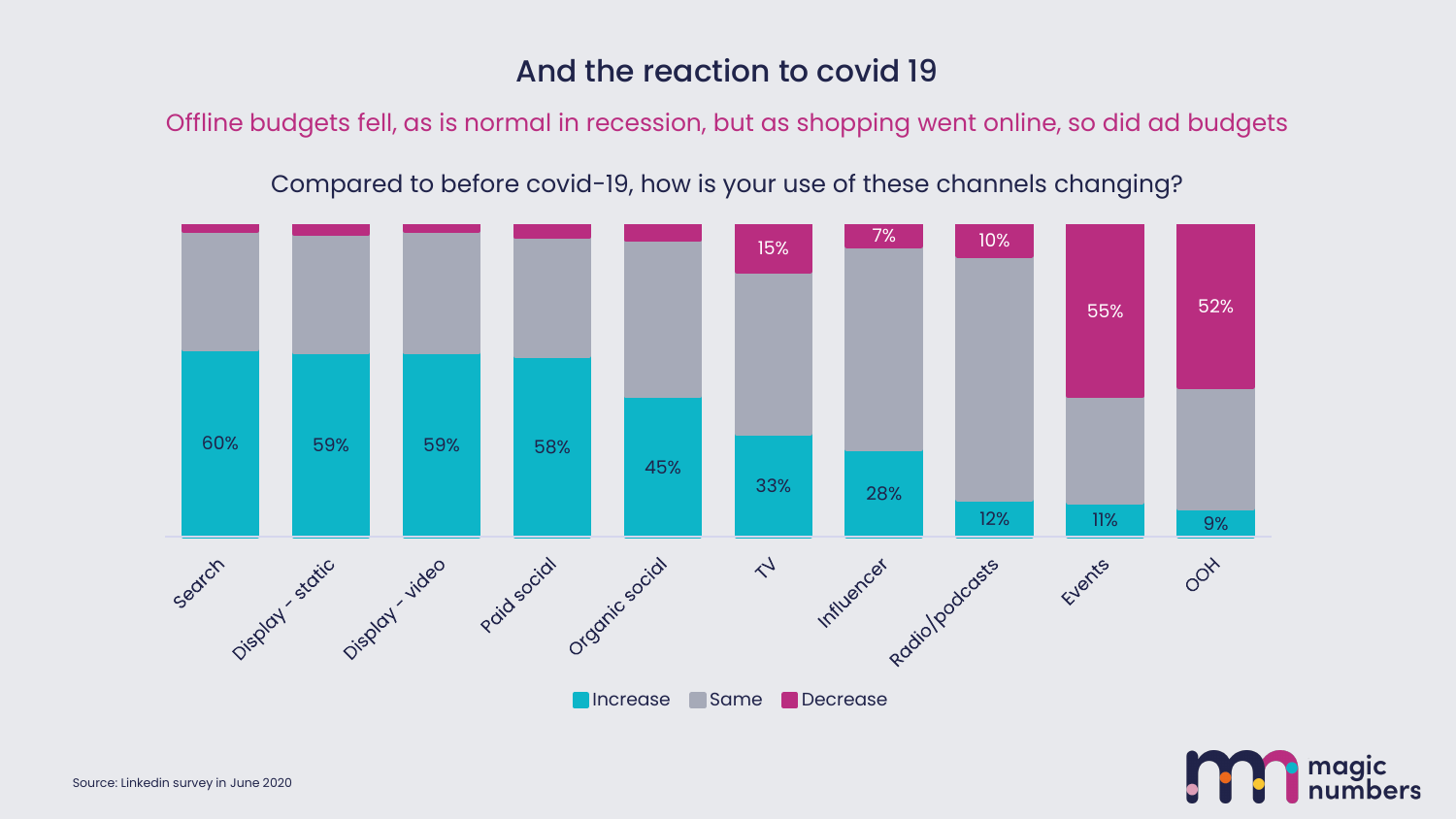# And the reaction to covid 19

## Offline budgets fell, as is normal in recession, but as shopping went online, so did ad budgets

### Compared to before covid-19, how is your use of these channels changing?

| Channel | Increase | Decrease |
|---|---|---|
| Search | 60% | |
| Display - static | 59% | |
| Display - video | 59% | |
| Paid social | 58% | |
| Organic social | 45% | |
| TV | 33% | 15% |
| Influencer | 28% | 7% |
| Radio/podcasts | 12% | 10% |
| Events | 11% | 55% |
| OOH | 9% | 52% |

Increase | Same | Decrease

Source: Linkedin survey in June 2020

magic numbers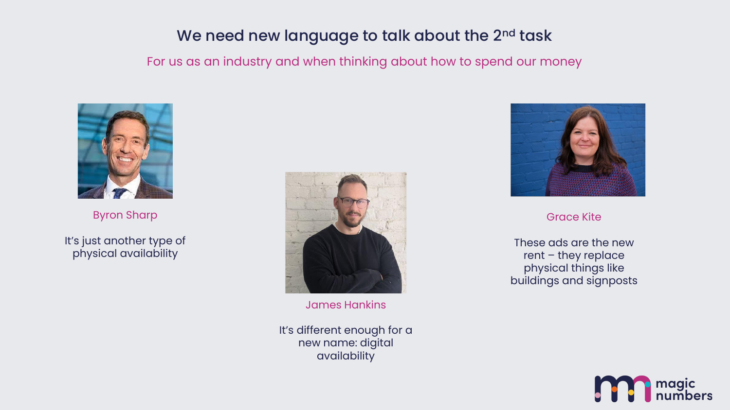# We need new language to talk about the 2nd task

For us as an industry and when thinking about how to spend our money

**Byron Sharp**

It's just another type of physical availability

**James Hankins**

It's different enough for a new name: digital availability

**Grace Kite**

These ads are the new rent – they replace physical things like buildings and signposts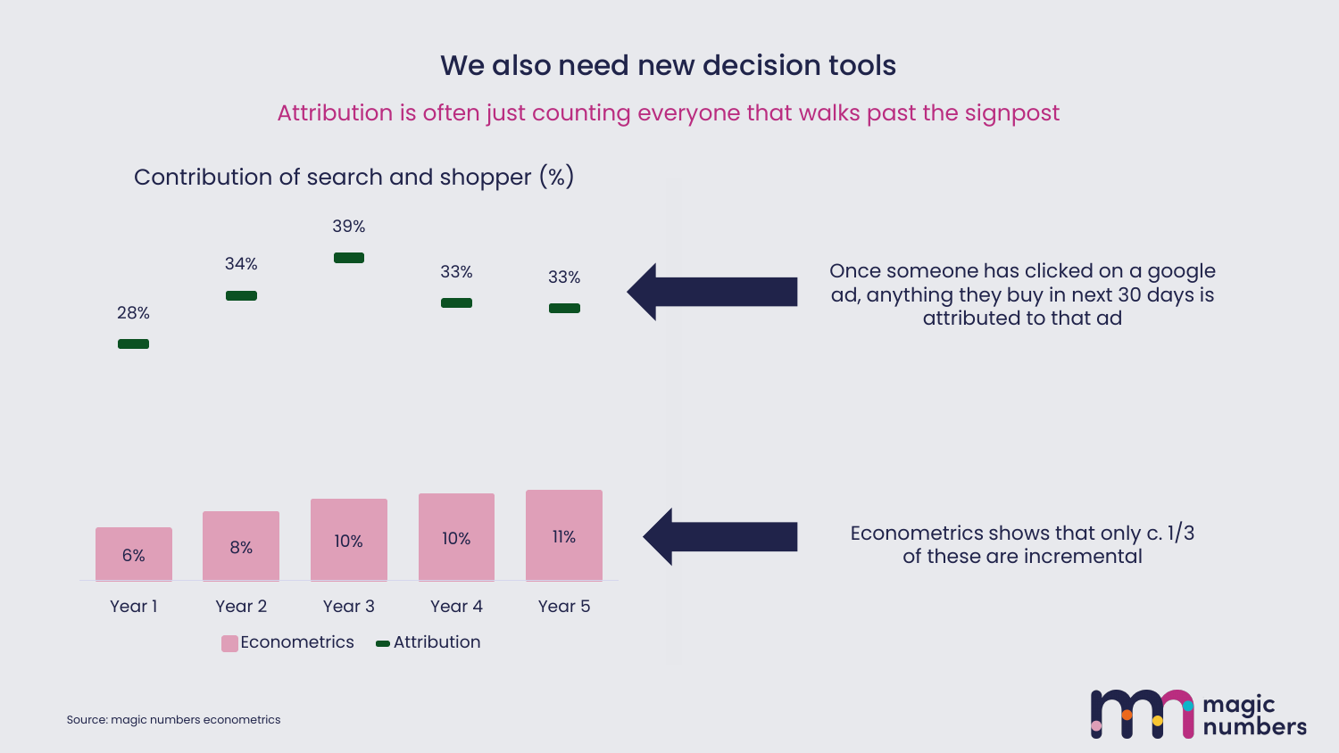# We also need new decision tools

## Attribution is often just counting everyone that walks past the signpost

### Contribution of search and shopper (%)

| | Year 1 | Year 2 | Year 3 | Year 4 | Year 5 |
|---|---|---|---|---|---|
| Attribution | 28% | 34% | 39% | 33% | 33% |
| Econometrics | 6% | 8% | 10% | 10% | 11% |

Once someone has clicked on a google ad, anything they buy in next 30 days is attributed to that ad

Econometrics shows that only c. 1/3 of these are incremental

Source: magic numbers econometrics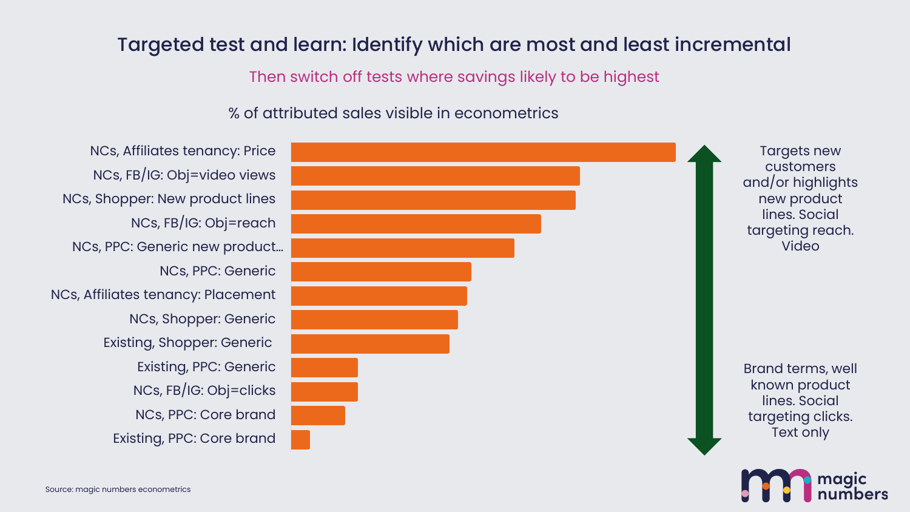# Targeted test and learn: Identify which are most and least incremental

Then switch off tests where savings likely to be highest

% of attributed sales visible in econometrics

- NCs, Affiliates tenancy: Price
- NCs, FB/IG: Obj=video views
- NCs, Shopper: New product lines
- NCs, FB/IG: Obj=reach
- NCs, PPC: Generic new product…
- NCs, PPC: Generic
- NCs, Affiliates tenancy: Placement
- NCs, Shopper: Generic
- Existing, Shopper: Generic
- Existing, PPC: Generic
- NCs, FB/IG: Obj=clicks
- NCs, PPC: Core brand
- Existing, PPC: Core brand

Targets new customers and/or highlights new product lines. Social targeting reach. Video

Brand terms, well known product lines. Social targeting clicks. Text only

Source: magic numbers econometrics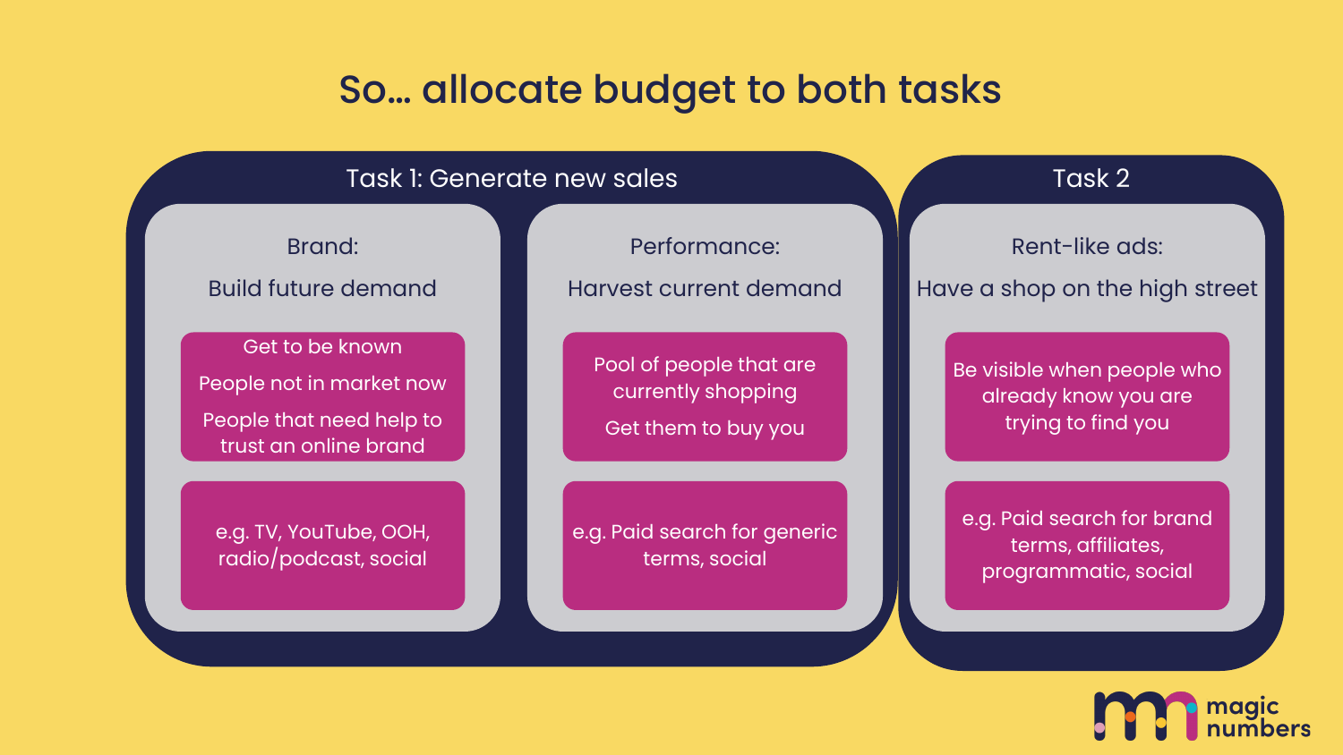# So… allocate budget to both tasks

## Task 1: Generate new sales

### Brand:

Build future demand

- Get to be known
- People not in market now
- People that need help to trust an online brand

e.g. TV, YouTube, OOH, radio/podcast, social

### Performance:

Harvest current demand

- Pool of people that are currently shopping
- Get them to buy you

e.g. Paid search for generic terms, social

## Task 2

### Rent-like ads:

Have a shop on the high street

- Be visible when people who already know you are trying to find you

e.g. Paid search for brand terms, affiliates, programmatic, social

magic numbers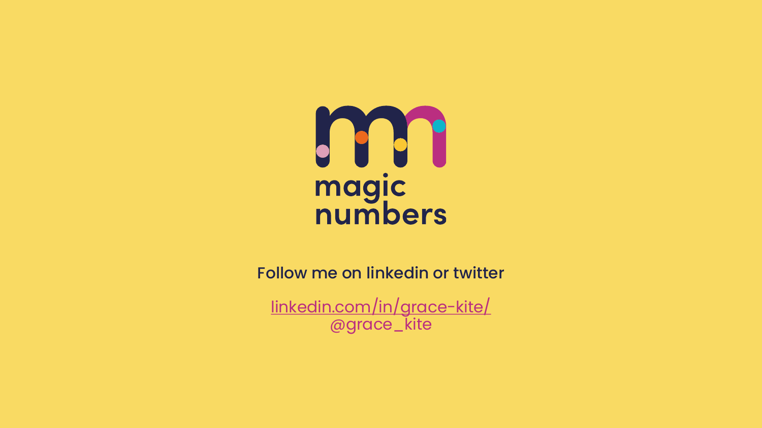magic
numbers

Follow me on linkedin or twitter

linkedin.com/in/grace-kite/
@grace_kite